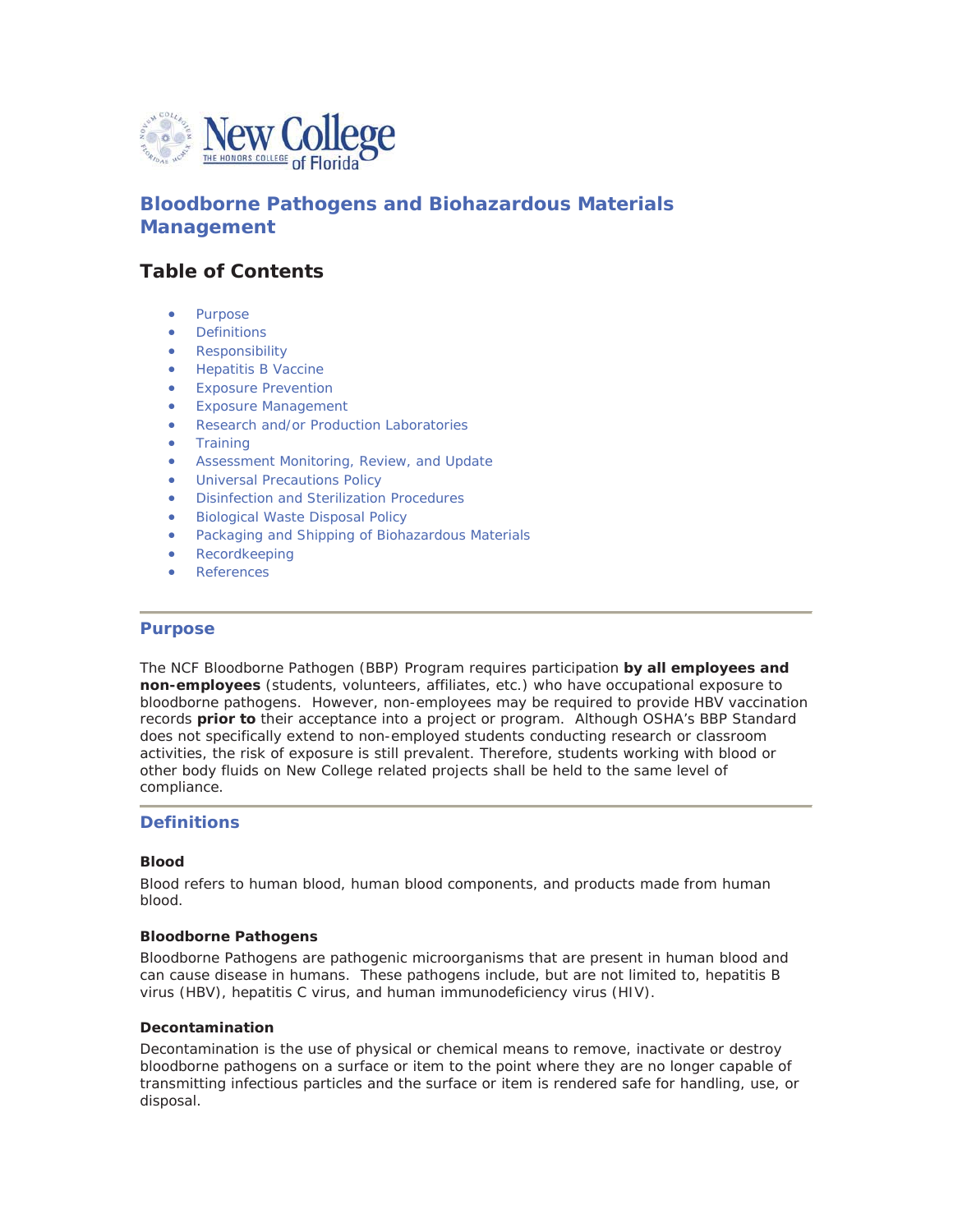# Bloodborne Pathogens and Biohazardous Materials Management

## Table of Contents

- Purpose
- Definitions
- Responsibility
- Hepatitis B Vaccine
- Exposure Prevention
- Exposure Management
- Research and/or Production Laboratories
- Training
- Assessment Monitoring, Review, and Update
- Universal Precautions Policy
- Disinfection and Sterilization Procedures
- Biological Waste Disposal Policy
- Packaging and Shipping of Biohazardous Materials
- Recordkeeping
- References

---

## Purpose

The NCF Bloodborne Pathogen (BBP) Program requires participation **by all employees and non-employees** (students, volunteers, affiliates, etc.) who have occupational exposure to bloodborne pathogens. However, non-employees may be required to provide HBV vaccination records **prior to** their acceptance into a project or program. Although OSHA's BBP Standard does not specifically extend to non-employed students conducting research or classroom activities, the risk of exposure is still prevalent. Therefore, students working with blood or other body fluids on New College related projects shall be held to the same level of compliance.

---

## Definitions

### Blood

Blood refers to human blood, human blood components, and products made from human blood.

### Bloodborne Pathogens

Bloodborne Pathogens are pathogenic microorganisms that are present in human blood and can cause disease in humans. These pathogens include, but are not limited to, hepatitis B virus (HBV), hepatitis C virus, and human immunodeficiency virus (HIV).

### Decontamination

Decontamination is the use of physical or chemical means to remove, inactivate or destroy bloodborne pathogens on a surface or item to the point where they are no longer capable of transmitting infectious particles and the surface or item is rendered safe for handling, use, or disposal.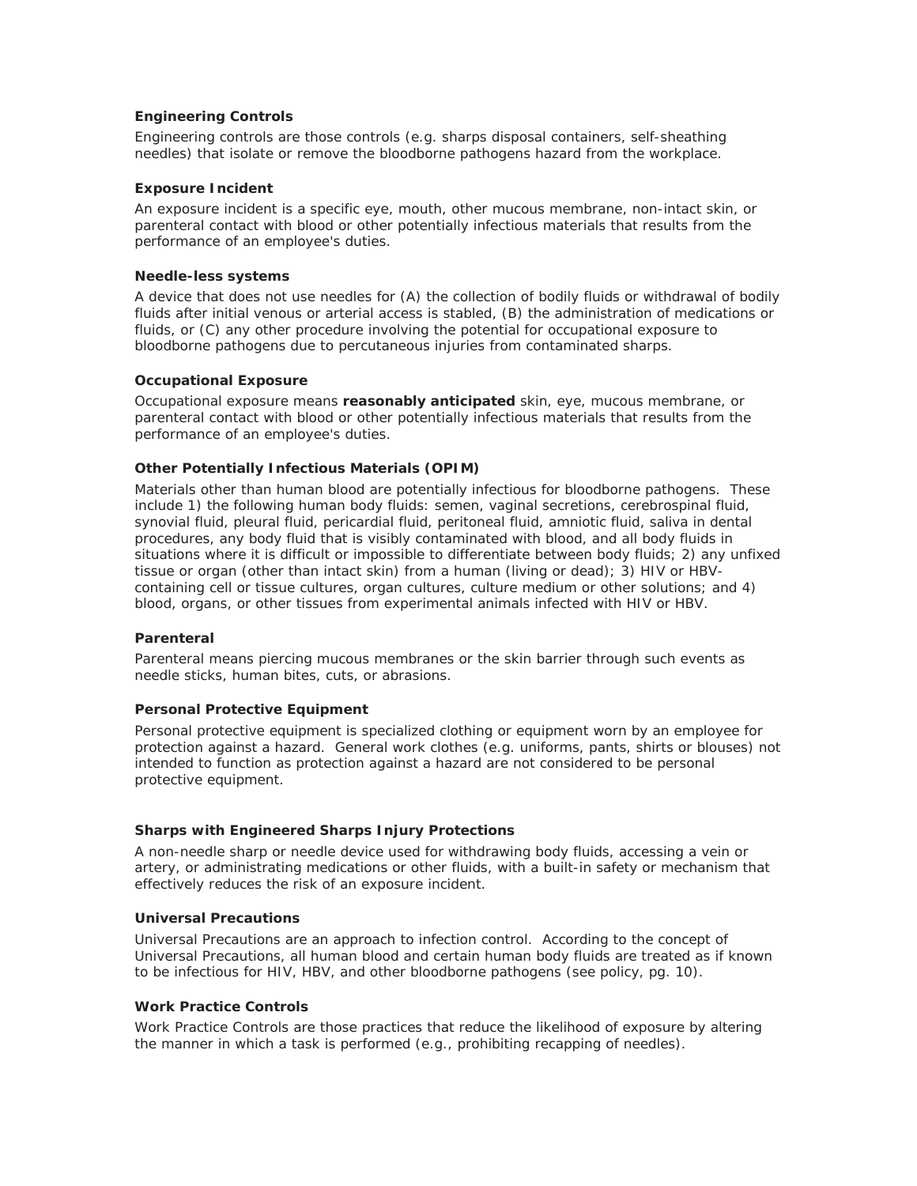### Engineering Controls

Engineering controls are those controls (e.g. sharps disposal containers, self-sheathing needles) that isolate or remove the bloodborne pathogens hazard from the workplace.

### Exposure Incident

An exposure incident is a specific eye, mouth, other mucous membrane, non-intact skin, or parenteral contact with blood or other potentially infectious materials that results from the performance of an employee's duties.

### Needle-less systems

A device that does not use needles for (A) the collection of bodily fluids or withdrawal of bodily fluids after initial venous or arterial access is stabled, (B) the administration of medications or fluids, or (C) any other procedure involving the potential for occupational exposure to bloodborne pathogens due to percutaneous injuries from contaminated sharps.

### Occupational Exposure

Occupational exposure means **reasonably anticipated** skin, eye, mucous membrane, or parenteral contact with blood or other potentially infectious materials that results from the performance of an employee's duties.

### Other Potentially Infectious Materials (OPIM)

Materials other than human blood are potentially infectious for bloodborne pathogens. These include 1) the following human body fluids: semen, vaginal secretions, cerebrospinal fluid, synovial fluid, pleural fluid, pericardial fluid, peritoneal fluid, amniotic fluid, saliva in dental procedures, any body fluid that is visibly contaminated with blood, and all body fluids in situations where it is difficult or impossible to differentiate between body fluids; 2) any unfixed tissue or organ (other than intact skin) from a human (living or dead); 3) HIV or HBV-containing cell or tissue cultures, organ cultures, culture medium or other solutions; and 4) blood, organs, or other tissues from experimental animals infected with HIV or HBV.

### Parenteral

Parenteral means piercing mucous membranes or the skin barrier through such events as needle sticks, human bites, cuts, or abrasions.

### Personal Protective Equipment

Personal protective equipment is specialized clothing or equipment worn by an employee for protection against a hazard. General work clothes (e.g. uniforms, pants, shirts or blouses) not intended to function as protection against a hazard are not considered to be personal protective equipment.

### Sharps with Engineered Sharps Injury Protections

A non-needle sharp or needle device used for withdrawing body fluids, accessing a vein or artery, or administrating medications or other fluids, with a built-in safety or mechanism that effectively reduces the risk of an exposure incident.

### Universal Precautions

Universal Precautions are an approach to infection control. According to the concept of Universal Precautions, all human blood and certain human body fluids are treated as if known to be infectious for HIV, HBV, and other bloodborne pathogens (see policy, pg. 10).

### Work Practice Controls

Work Practice Controls are those practices that reduce the likelihood of exposure by altering the manner in which a task is performed (e.g., prohibiting recapping of needles).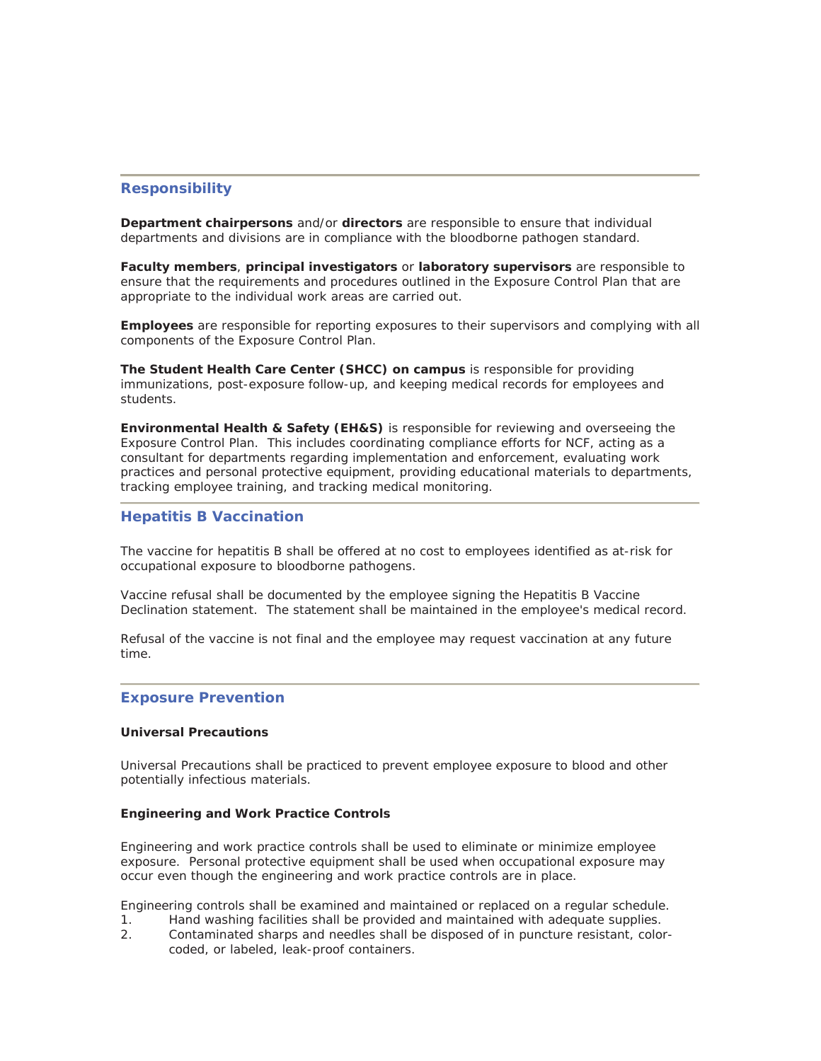## Responsibility

**Department chairpersons** and/or **directors** are responsible to ensure that individual departments and divisions are in compliance with the bloodborne pathogen standard.

**Faculty members**, **principal investigators** or **laboratory supervisors** are responsible to ensure that the requirements and procedures outlined in the Exposure Control Plan that are appropriate to the individual work areas are carried out.

**Employees** are responsible for reporting exposures to their supervisors and complying with all components of the Exposure Control Plan.

**The Student Health Care Center (SHCC) on campus** is responsible for providing immunizations, post-exposure follow-up, and keeping medical records for employees and students.

**Environmental Health & Safety (EH&S)** is responsible for reviewing and overseeing the Exposure Control Plan. This includes coordinating compliance efforts for NCF, acting as a consultant for departments regarding implementation and enforcement, evaluating work practices and personal protective equipment, providing educational materials to departments, tracking employee training, and tracking medical monitoring.

## Hepatitis B Vaccination

The vaccine for hepatitis B shall be offered at no cost to employees identified as at-risk for occupational exposure to bloodborne pathogens.

Vaccine refusal shall be documented by the employee signing the Hepatitis B Vaccine Declination statement. The statement shall be maintained in the employee's medical record.

Refusal of the vaccine is not final and the employee may request vaccination at any future time.

## Exposure Prevention

### Universal Precautions

Universal Precautions shall be practiced to prevent employee exposure to blood and other potentially infectious materials.

### Engineering and Work Practice Controls

Engineering and work practice controls shall be used to eliminate or minimize employee exposure. Personal protective equipment shall be used when occupational exposure may occur even though the engineering and work practice controls are in place.

Engineering controls shall be examined and maintained or replaced on a regular schedule.

1. Hand washing facilities shall be provided and maintained with adequate supplies.
2. Contaminated sharps and needles shall be disposed of in puncture resistant, color-coded, or labeled, leak-proof containers.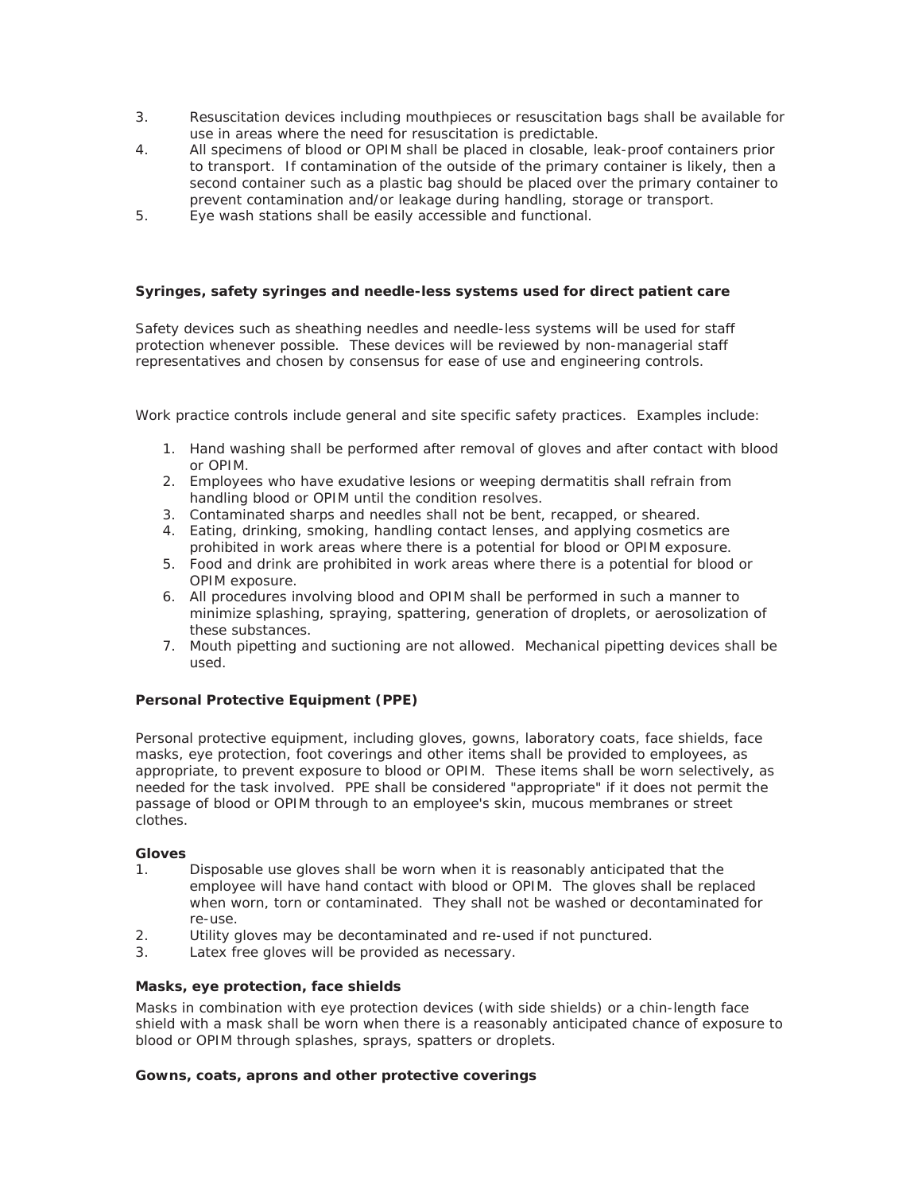3. Resuscitation devices including mouthpieces or resuscitation bags shall be available for use in areas where the need for resuscitation is predictable.
4. All specimens of blood or OPIM shall be placed in closable, leak-proof containers prior to transport. If contamination of the outside of the primary container is likely, then a second container such as a plastic bag should be placed over the primary container to prevent contamination and/or leakage during handling, storage or transport.
5. Eye wash stations shall be easily accessible and functional.

**Syringes, safety syringes and needle-less systems used for direct patient care**

Safety devices such as sheathing needles and needle-less systems will be used for staff protection whenever possible. These devices will be reviewed by non-managerial staff representatives and chosen by consensus for ease of use and engineering controls.

Work practice controls include general and site specific safety practices. Examples include:

1. Hand washing shall be performed after removal of gloves and after contact with blood or OPIM.
2. Employees who have exudative lesions or weeping dermatitis shall refrain from handling blood or OPIM until the condition resolves.
3. Contaminated sharps and needles shall not be bent, recapped, or sheared.
4. Eating, drinking, smoking, handling contact lenses, and applying cosmetics are prohibited in work areas where there is a potential for blood or OPIM exposure.
5. Food and drink are prohibited in work areas where there is a potential for blood or OPIM exposure.
6. All procedures involving blood and OPIM shall be performed in such a manner to minimize splashing, spraying, spattering, generation of droplets, or aerosolization of these substances.
7. Mouth pipetting and suctioning are not allowed. Mechanical pipetting devices shall be used.

**Personal Protective Equipment (PPE)**

Personal protective equipment, including gloves, gowns, laboratory coats, face shields, face masks, eye protection, foot coverings and other items shall be provided to employees, as appropriate, to prevent exposure to blood or OPIM. These items shall be worn selectively, as needed for the task involved. PPE shall be considered "appropriate" if it does not permit the passage of blood or OPIM through to an employee's skin, mucous membranes or street clothes.

**Gloves**

1. Disposable use gloves shall be worn when it is reasonably anticipated that the employee will have hand contact with blood or OPIM. The gloves shall be replaced when worn, torn or contaminated. They shall not be washed or decontaminated for re-use.
2. Utility gloves may be decontaminated and re-used if not punctured.
3. Latex free gloves will be provided as necessary.

**Masks, eye protection, face shields**

Masks in combination with eye protection devices (with side shields) or a chin-length face shield with a mask shall be worn when there is a reasonably anticipated chance of exposure to blood or OPIM through splashes, sprays, spatters or droplets.

**Gowns, coats, aprons and other protective coverings**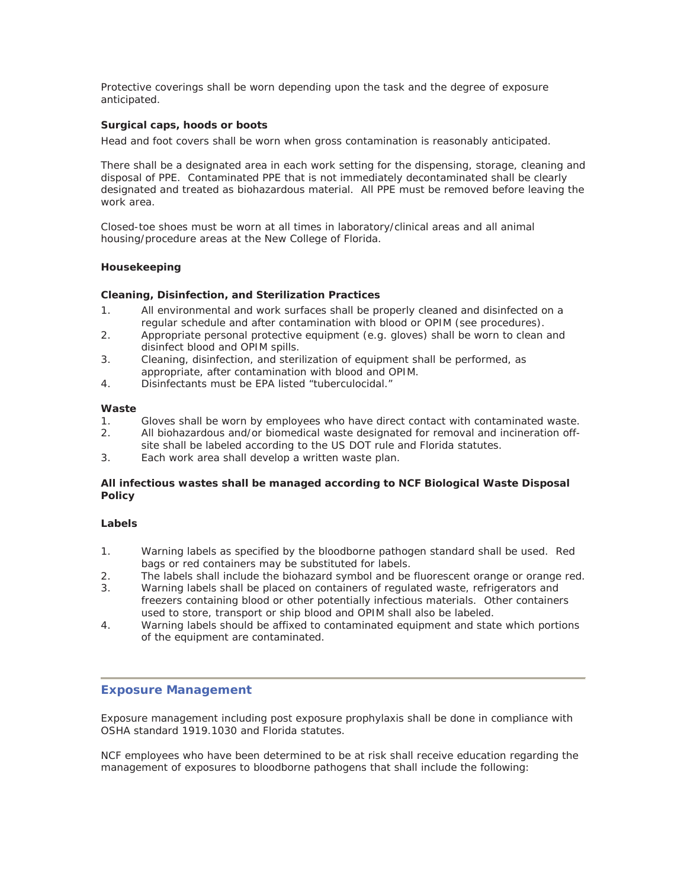Protective coverings shall be worn depending upon the task and the degree of exposure anticipated.

**Surgical caps, hoods or boots**

Head and foot covers shall be worn when gross contamination is reasonably anticipated.

There shall be a designated area in each work setting for the dispensing, storage, cleaning and disposal of PPE. Contaminated PPE that is not immediately decontaminated shall be clearly designated and treated as biohazardous material. All PPE must be removed before leaving the work area.

Closed-toe shoes must be worn at all times in laboratory/clinical areas and all animal housing/procedure areas at the New College of Florida.

**Housekeeping**

**Cleaning, Disinfection, and Sterilization Practices**

1. All environmental and work surfaces shall be properly cleaned and disinfected on a regular schedule and after contamination with blood or OPIM (see procedures).
2. Appropriate personal protective equipment (e.g. gloves) shall be worn to clean and disinfect blood and OPIM spills.
3. Cleaning, disinfection, and sterilization of equipment shall be performed, as appropriate, after contamination with blood and OPIM.
4. Disinfectants must be EPA listed "tuberculocidal."

**Waste**

1. Gloves shall be worn by employees who have direct contact with contaminated waste.
2. All biohazardous and/or biomedical waste designated for removal and incineration off-site shall be labeled according to the US DOT rule and Florida statutes.
3. Each work area shall develop a written waste plan.

**All infectious wastes shall be managed according to NCF Biological Waste Disposal Policy**

**Labels**

1. Warning labels as specified by the bloodborne pathogen standard shall be used. Red bags or red containers may be substituted for labels.
2. The labels shall include the biohazard symbol and be fluorescent orange or orange red.
3. Warning labels shall be placed on containers of regulated waste, refrigerators and freezers containing blood or other potentially infectious materials. Other containers used to store, transport or ship blood and OPIM shall also be labeled.
4. Warning labels should be affixed to contaminated equipment and state which portions of the equipment are contaminated.

---

## Exposure Management

Exposure management including post exposure prophylaxis shall be done in compliance with OSHA standard 1919.1030 and Florida statutes.

NCF employees who have been determined to be at risk shall receive education regarding the management of exposures to bloodborne pathogens that shall include the following: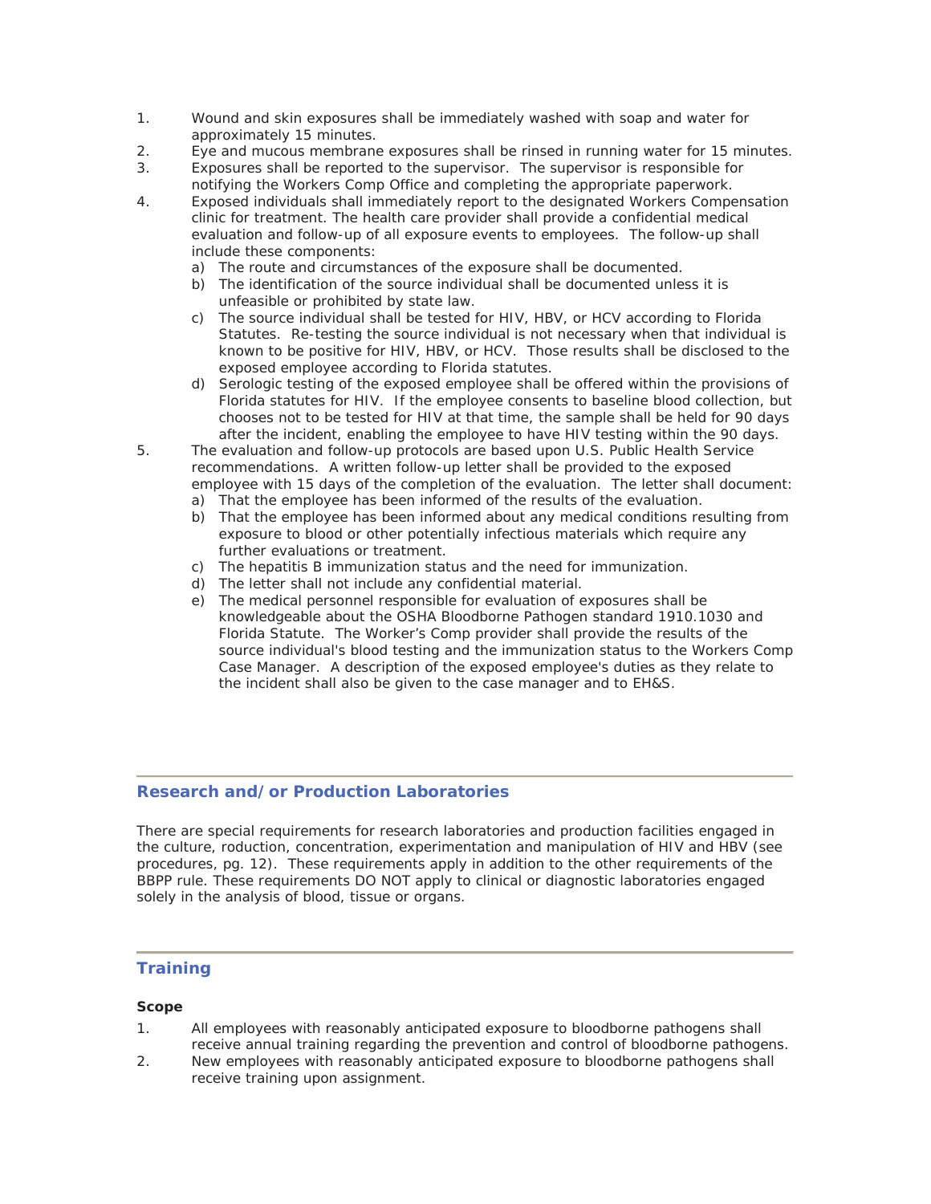1. Wound and skin exposures shall be immediately washed with soap and water for approximately 15 minutes.
2. Eye and mucous membrane exposures shall be rinsed in running water for 15 minutes.
3. Exposures shall be reported to the supervisor. The supervisor is responsible for notifying the Workers Comp Office and completing the appropriate paperwork.
4. Exposed individuals shall immediately report to the designated Workers Compensation clinic for treatment. The health care provider shall provide a confidential medical evaluation and follow-up of all exposure events to employees. The follow-up shall include these components:
   a) The route and circumstances of the exposure shall be documented.
   b) The identification of the source individual shall be documented unless it is unfeasible or prohibited by state law.
   c) The source individual shall be tested for HIV, HBV, or HCV according to Florida Statutes. Re-testing the source individual is not necessary when that individual is known to be positive for HIV, HBV, or HCV. Those results shall be disclosed to the exposed employee according to Florida statutes.
   d) Serologic testing of the exposed employee shall be offered within the provisions of Florida statutes for HIV. If the employee consents to baseline blood collection, but chooses not to be tested for HIV at that time, the sample shall be held for 90 days after the incident, enabling the employee to have HIV testing within the 90 days.
5. The evaluation and follow-up protocols are based upon U.S. Public Health Service recommendations. A written follow-up letter shall be provided to the exposed employee with 15 days of the completion of the evaluation. The letter shall document:
   a) That the employee has been informed of the results of the evaluation.
   b) That the employee has been informed about any medical conditions resulting from exposure to blood or other potentially infectious materials which require any further evaluations or treatment.
   c) The hepatitis B immunization status and the need for immunization.
   d) The letter shall not include any confidential material.
   e) The medical personnel responsible for evaluation of exposures shall be knowledgeable about the OSHA Bloodborne Pathogen standard 1910.1030 and Florida Statute. The Worker's Comp provider shall provide the results of the source individual's blood testing and the immunization status to the Workers Comp Case Manager. A description of the exposed employee's duties as they relate to the incident shall also be given to the case manager and to EH&S.

## Research and/or Production Laboratories

There are special requirements for research laboratories and production facilities engaged in the culture, roduction, concentration, experimentation and manipulation of HIV and HBV (see procedures, pg. 12). These requirements apply in addition to the other requirements of the BBPP rule. These requirements DO NOT apply to clinical or diagnostic laboratories engaged solely in the analysis of blood, tissue or organs.

## Training

**Scope**

1. All employees with reasonably anticipated exposure to bloodborne pathogens shall receive annual training regarding the prevention and control of bloodborne pathogens.
2. New employees with reasonably anticipated exposure to bloodborne pathogens shall receive training upon assignment.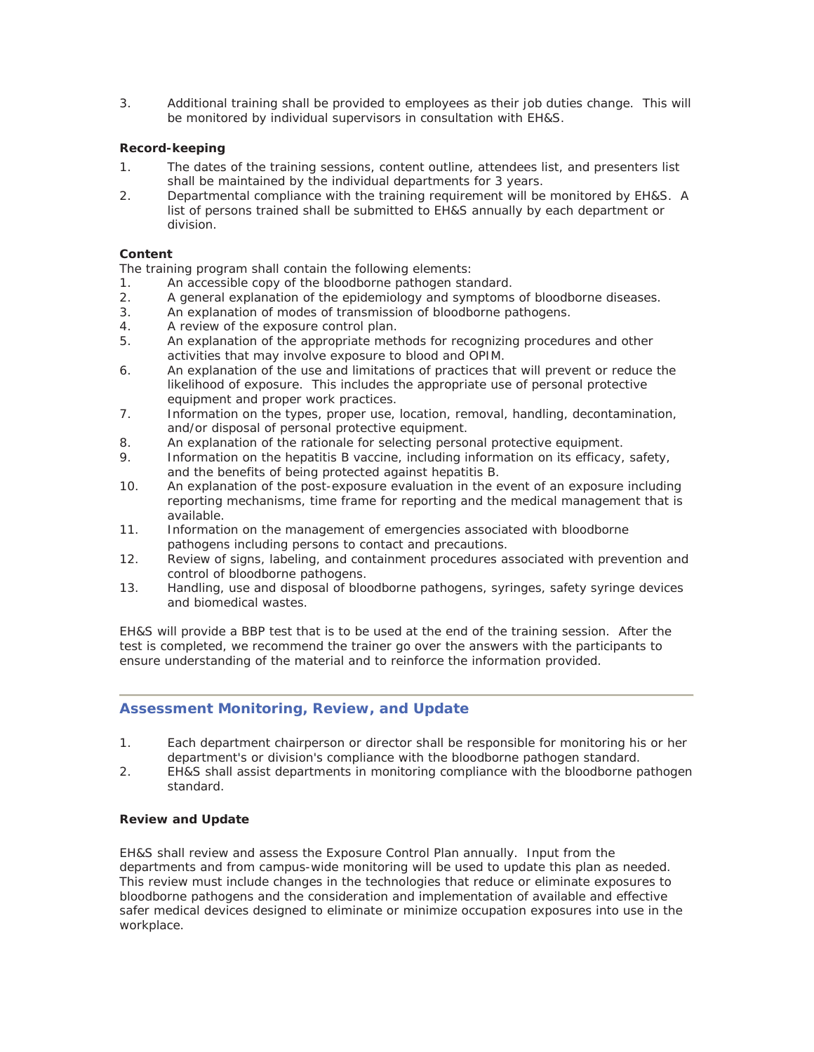3. Additional training shall be provided to employees as their job duties change. This will be monitored by individual supervisors in consultation with EH&S.

**Record-keeping**

1. The dates of the training sessions, content outline, attendees list, and presenters list shall be maintained by the individual departments for 3 years.
2. Departmental compliance with the training requirement will be monitored by EH&S. A list of persons trained shall be submitted to EH&S annually by each department or division.

**Content**

The training program shall contain the following elements:

1. An accessible copy of the bloodborne pathogen standard.
2. A general explanation of the epidemiology and symptoms of bloodborne diseases.
3. An explanation of modes of transmission of bloodborne pathogens.
4. A review of the exposure control plan.
5. An explanation of the appropriate methods for recognizing procedures and other activities that may involve exposure to blood and OPIM.
6. An explanation of the use and limitations of practices that will prevent or reduce the likelihood of exposure. This includes the appropriate use of personal protective equipment and proper work practices.
7. Information on the types, proper use, location, removal, handling, decontamination, and/or disposal of personal protective equipment.
8. An explanation of the rationale for selecting personal protective equipment.
9. Information on the hepatitis B vaccine, including information on its efficacy, safety, and the benefits of being protected against hepatitis B.
10. An explanation of the post-exposure evaluation in the event of an exposure including reporting mechanisms, time frame for reporting and the medical management that is available.
11. Information on the management of emergencies associated with bloodborne pathogens including persons to contact and precautions.
12. Review of signs, labeling, and containment procedures associated with prevention and control of bloodborne pathogens.
13. Handling, use and disposal of bloodborne pathogens, syringes, safety syringe devices and biomedical wastes.

EH&S will provide a BBP test that is to be used at the end of the training session. After the test is completed, we recommend the trainer go over the answers with the participants to ensure understanding of the material and to reinforce the information provided.

---

## Assessment Monitoring, Review, and Update

1. Each department chairperson or director shall be responsible for monitoring his or her department's or division's compliance with the bloodborne pathogen standard.
2. EH&S shall assist departments in monitoring compliance with the bloodborne pathogen standard.

**Review and Update**

EH&S shall review and assess the Exposure Control Plan annually. Input from the departments and from campus-wide monitoring will be used to update this plan as needed. This review must include changes in the technologies that reduce or eliminate exposures to bloodborne pathogens and the consideration and implementation of available and effective safer medical devices designed to eliminate or minimize occupation exposures into use in the workplace.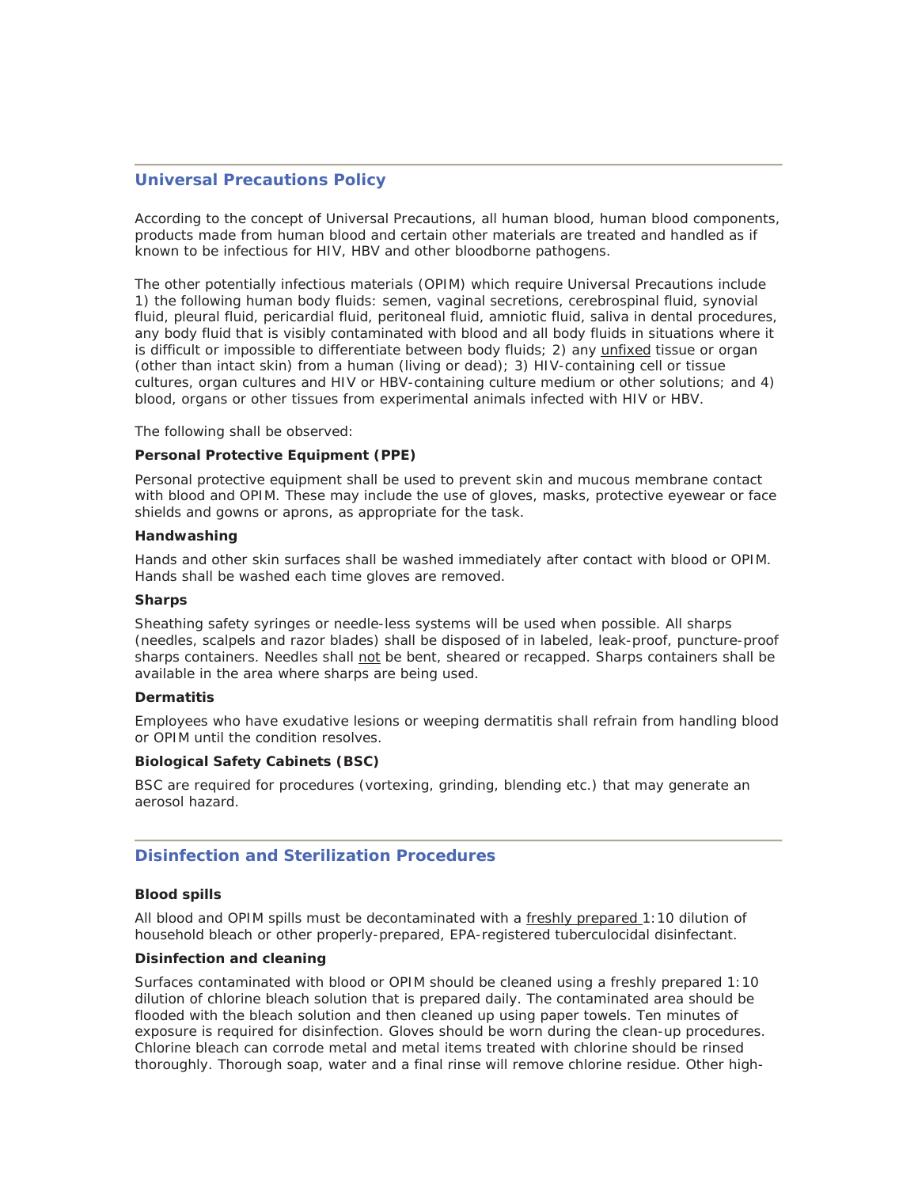## Universal Precautions Policy

According to the concept of Universal Precautions, all human blood, human blood components, products made from human blood and certain other materials are treated and handled as if known to be infectious for HIV, HBV and other bloodborne pathogens.

The other potentially infectious materials (OPIM) which require Universal Precautions include 1) the following human body fluids: semen, vaginal secretions, cerebrospinal fluid, synovial fluid, pleural fluid, pericardial fluid, peritoneal fluid, amniotic fluid, saliva in dental procedures, any body fluid that is visibly contaminated with blood and all body fluids in situations where it is difficult or impossible to differentiate between body fluids; 2) any unfixed tissue or organ (other than intact skin) from a human (living or dead); 3) HIV-containing cell or tissue cultures, organ cultures and HIV or HBV-containing culture medium or other solutions; and 4) blood, organs or other tissues from experimental animals infected with HIV or HBV.

The following shall be observed:

**Personal Protective Equipment (PPE)**

Personal protective equipment shall be used to prevent skin and mucous membrane contact with blood and OPIM. These may include the use of gloves, masks, protective eyewear or face shields and gowns or aprons, as appropriate for the task.

**Handwashing**

Hands and other skin surfaces shall be washed immediately after contact with blood or OPIM. Hands shall be washed each time gloves are removed.

**Sharps**

Sheathing safety syringes or needle-less systems will be used when possible. All sharps (needles, scalpels and razor blades) shall be disposed of in labeled, leak-proof, puncture-proof sharps containers. Needles shall not be bent, sheared or recapped. Sharps containers shall be available in the area where sharps are being used.

**Dermatitis**

Employees who have exudative lesions or weeping dermatitis shall refrain from handling blood or OPIM until the condition resolves.

**Biological Safety Cabinets (BSC)**

BSC are required for procedures (vortexing, grinding, blending etc.) that may generate an aerosol hazard.

## Disinfection and Sterilization Procedures

**Blood spills**

All blood and OPIM spills must be decontaminated with a freshly prepared 1:10 dilution of household bleach or other properly-prepared, EPA-registered tuberculocidal disinfectant.

**Disinfection and cleaning**

Surfaces contaminated with blood or OPIM should be cleaned using a freshly prepared 1:10 dilution of chlorine bleach solution that is prepared daily. The contaminated area should be flooded with the bleach solution and then cleaned up using paper towels. Ten minutes of exposure is required for disinfection. Gloves should be worn during the clean-up procedures. Chlorine bleach can corrode metal and metal items treated with chlorine should be rinsed thoroughly. Thorough soap, water and a final rinse will remove chlorine residue. Other high-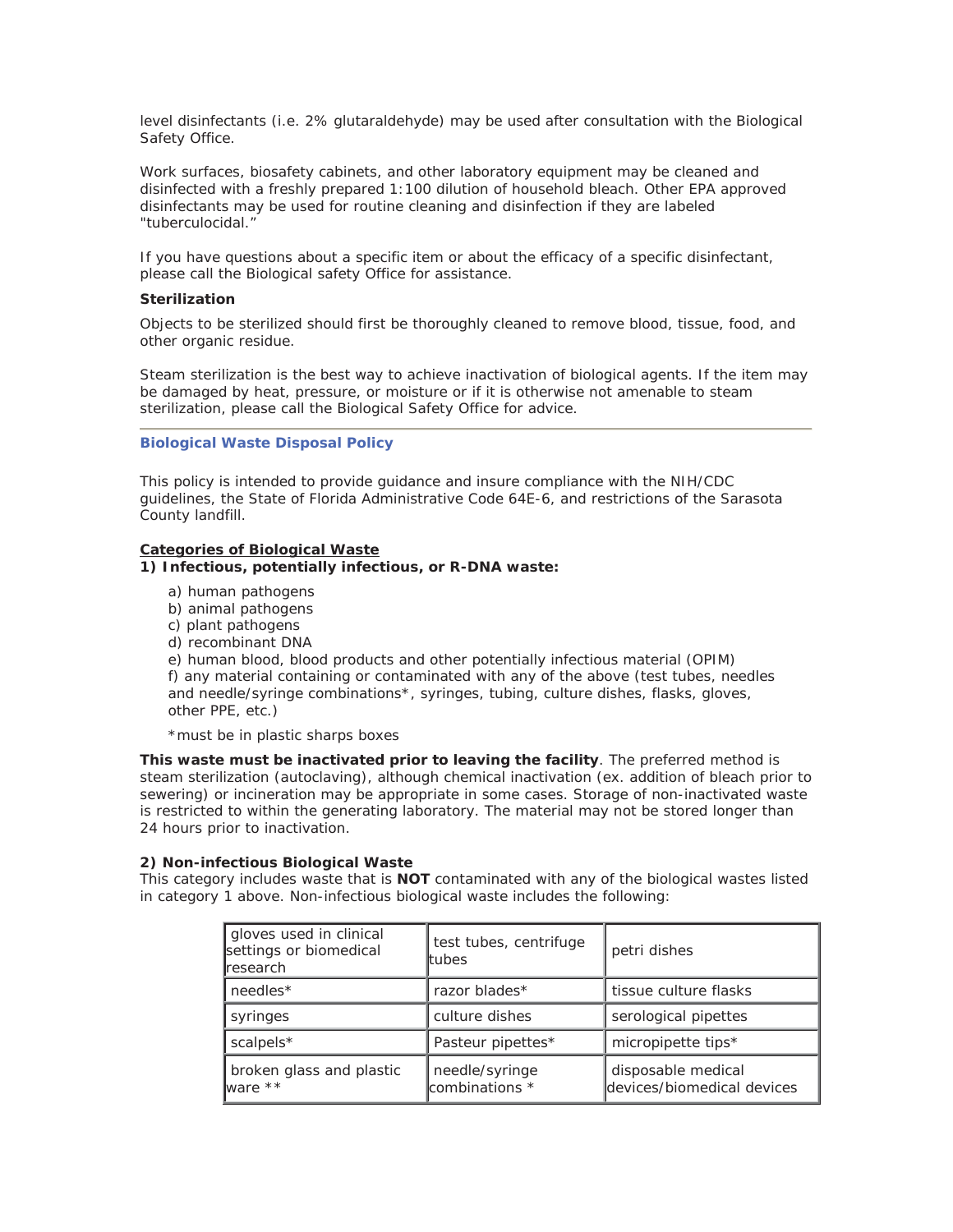level disinfectants (i.e. 2% glutaraldehyde) may be used after consultation with the Biological Safety Office.

Work surfaces, biosafety cabinets, and other laboratory equipment may be cleaned and disinfected with a freshly prepared 1:100 dilution of household bleach. Other EPA approved disinfectants may be used for routine cleaning and disinfection if they are labeled "tuberculocidal."

If you have questions about a specific item or about the efficacy of a specific disinfectant, please call the Biological safety Office for assistance.

**Sterilization**

Objects to be sterilized should first be thoroughly cleaned to remove blood, tissue, food, and other organic residue.

Steam sterilization is the best way to achieve inactivation of biological agents. If the item may be damaged by heat, pressure, or moisture or if it is otherwise not amenable to steam sterilization, please call the Biological Safety Office for advice.

---

## Biological Waste Disposal Policy

This policy is intended to provide guidance and insure compliance with the NIH/CDC guidelines, the State of Florida Administrative Code 64E-6, and restrictions of the Sarasota County landfill.

### Categories of Biological Waste

**1) Infectious, potentially infectious, or R-DNA waste:**

a) human pathogens
b) animal pathogens
c) plant pathogens
d) recombinant DNA
e) human blood, blood products and other potentially infectious material (OPIM)
f) any material containing or contaminated with any of the above (test tubes, needles and needle/syringe combinations*, syringes, tubing, culture dishes, flasks, gloves, other PPE, etc.)

*must be in plastic sharps boxes

**This waste must be inactivated prior to leaving the facility**. The preferred method is steam sterilization (autoclaving), although chemical inactivation (ex. addition of bleach prior to sewering) or incineration may be appropriate in some cases. Storage of non-inactivated waste is restricted to within the generating laboratory. The material may not be stored longer than 24 hours prior to inactivation.

**2) Non-infectious Biological Waste**

This category includes waste that is **NOT** contaminated with any of the biological wastes listed in category 1 above. Non-infectious biological waste includes the following:

| gloves used in clinical settings or biomedical research | test tubes, centrifuge tubes | petri dishes |
|---|---|---|
| needles* | razor blades* | tissue culture flasks |
| syringes | culture dishes | serological pipettes |
| scalpels* | Pasteur pipettes* | micropipette tips* |
| broken glass and plastic ware ** | needle/syringe combinations * | disposable medical devices/biomedical devices |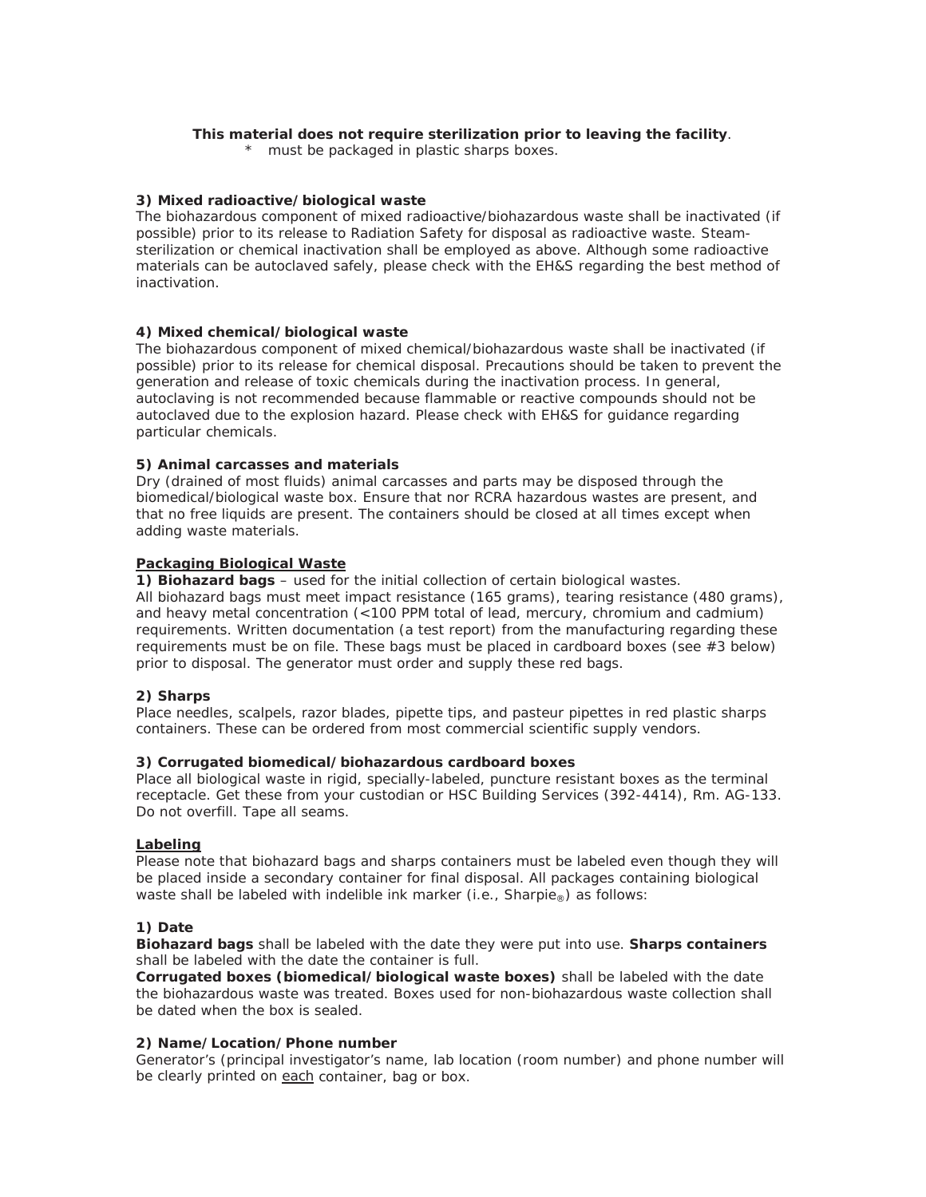**This material does not require sterilization prior to leaving the facility**.

\* must be packaged in plastic sharps boxes.

**3) Mixed radioactive/biological waste**

The biohazardous component of mixed radioactive/biohazardous waste shall be inactivated (if possible) prior to its release to Radiation Safety for disposal as radioactive waste. Steam-sterilization or chemical inactivation shall be employed as above. Although some radioactive materials can be autoclaved safely, please check with the EH&S regarding the best method of inactivation.

**4) Mixed chemical/biological waste**

The biohazardous component of mixed chemical/biohazardous waste shall be inactivated (if possible) prior to its release for chemical disposal. Precautions should be taken to prevent the generation and release of toxic chemicals during the inactivation process. In general, autoclaving is not recommended because flammable or reactive compounds should not be autoclaved due to the explosion hazard. Please check with EH&S for guidance regarding particular chemicals.

**5) Animal carcasses and materials**

Dry (drained of most fluids) animal carcasses and parts may be disposed through the biomedical/biological waste box. Ensure that nor RCRA hazardous wastes are present, and that no free liquids are present. The containers should be closed at all times except when adding waste materials.

**<u>Packaging Biological Waste</u>**

**1) Biohazard bags** – used for the initial collection of certain biological wastes.
All biohazard bags must meet impact resistance (165 grams), tearing resistance (480 grams), and heavy metal concentration (<100 PPM total of lead, mercury, chromium and cadmium) requirements. Written documentation (a test report) from the manufacturing regarding these requirements must be on file. These bags must be placed in cardboard boxes (see #3 below) prior to disposal. The generator must order and supply these red bags.

**2) Sharps**

Place needles, scalpels, razor blades, pipette tips, and pasteur pipettes in red plastic sharps containers. These can be ordered from most commercial scientific supply vendors.

**3) Corrugated biomedical/biohazardous cardboard boxes**

Place all biological waste in rigid, specially-labeled, puncture resistant boxes as the terminal receptacle. Get these from your custodian or HSC Building Services (392-4414), Rm. AG-133. Do not overfill. Tape all seams.

**<u>Labeling</u>**

Please note that biohazard bags and sharps containers must be labeled even though they will be placed inside a secondary container for final disposal. All packages containing biological waste shall be labeled with indelible ink marker (i.e., Sharpie®) as follows:

**1) Date**

**Biohazard bags** shall be labeled with the date they were put into use. **Sharps containers** shall be labeled with the date the container is full.
**Corrugated boxes (biomedical/biological waste boxes)** shall be labeled with the date the biohazardous waste was treated. Boxes used for non-biohazardous waste collection shall be dated when the box is sealed.

**2) Name/Location/Phone number**

Generator's (principal investigator's name, lab location (room number) and phone number will be clearly printed on <u>each</u> container, bag or box.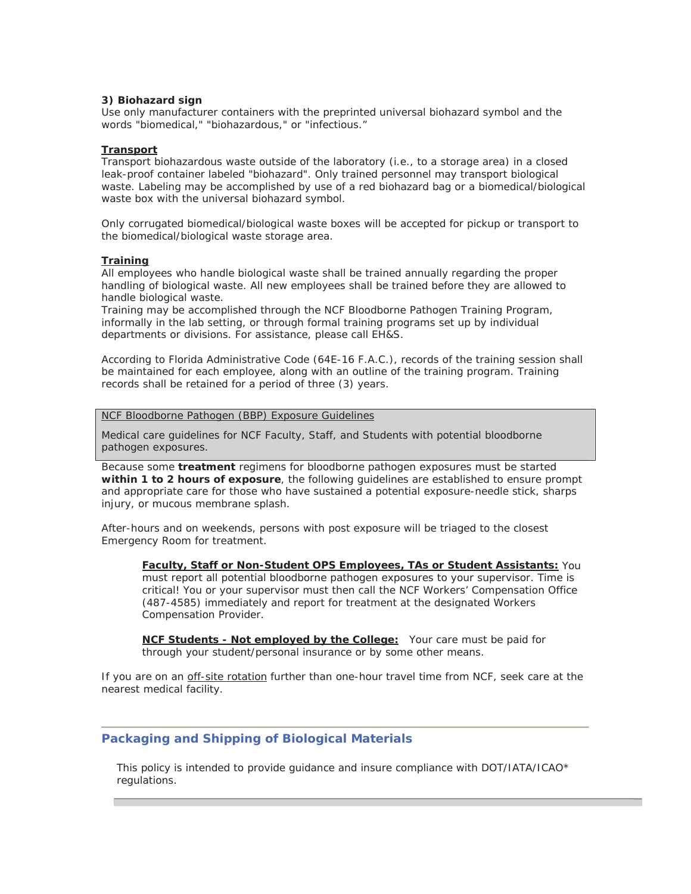**3) Biohazard sign**
Use only manufacturer containers with the preprinted universal biohazard symbol and the words "biomedical," "biohazardous," or "infectious."

**Transport**
Transport biohazardous waste outside of the laboratory (i.e., to a storage area) in a closed leak-proof container labeled "biohazard". Only trained personnel may transport biological waste. Labeling may be accomplished by use of a red biohazard bag or a biomedical/biological waste box with the universal biohazard symbol.

Only corrugated biomedical/biological waste boxes will be accepted for pickup or transport to the biomedical/biological waste storage area.

**Training**
All employees who handle biological waste shall be trained annually regarding the proper handling of biological waste. All new employees shall be trained before they are allowed to handle biological waste.
Training may be accomplished through the NCF Bloodborne Pathogen Training Program, informally in the lab setting, or through formal training programs set up by individual departments or divisions. For assistance, please call EH&S.

According to Florida Administrative Code (64E-16 F.A.C.), records of the training session shall be maintained for each employee, along with an outline of the training program. Training records shall be retained for a period of three (3) years.

NCF Bloodborne Pathogen (BBP) Exposure Guidelines

Medical care guidelines for NCF Faculty, Staff, and Students with potential bloodborne pathogen exposures.

Because some **treatment** regimens for bloodborne pathogen exposures must be started **within 1 to 2 hours of exposure**, the following guidelines are established to ensure prompt and appropriate care for those who have sustained a potential exposure-needle stick, sharps injury, or mucous membrane splash.

After-hours and on weekends, persons with post exposure will be triaged to the closest Emergency Room for treatment.

> **Faculty, Staff or Non-Student OPS Employees, TAs or Student Assistants:** You must report all potential bloodborne pathogen exposures to your supervisor. Time is critical! You or your supervisor must then call the NCF Workers' Compensation Office (487-4585) immediately and report for treatment at the designated Workers Compensation Provider.
>
> **NCF Students - Not employed by the College:** Your care must be paid for through your student/personal insurance or by some other means.

If you are on an off-site rotation further than one-hour travel time from NCF, seek care at the nearest medical facility.

## Packaging and Shipping of Biological Materials

This policy is intended to provide guidance and insure compliance with DOT/IATA/ICAO* regulations.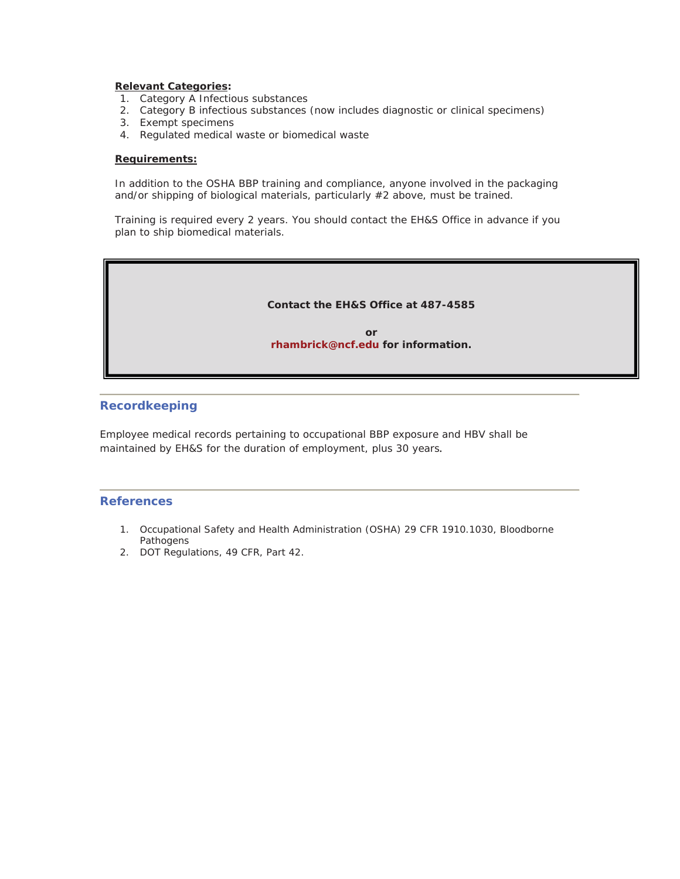**Relevant Categories:**

1. Category A Infectious substances
2. Category B infectious substances (now includes diagnostic or clinical specimens)
3. Exempt specimens
4. Regulated medical waste or biomedical waste

**Requirements:**

In addition to the OSHA BBP training and compliance, anyone involved in the packaging and/or shipping of biological materials, particularly #2 above, must be trained.

Training is required every 2 years. You should contact the EH&S Office in advance if you plan to ship biomedical materials.

**Contact the EH&S Office at 487-4585**

**or**

**rhambrick@ncf.edu for information.**

## Recordkeeping

Employee medical records pertaining to occupational BBP exposure and HBV shall be maintained by EH&S for the duration of employment, plus 30 years.

## References

1. Occupational Safety and Health Administration (OSHA) 29 CFR 1910.1030, Bloodborne Pathogens
2. DOT Regulations, 49 CFR, Part 42.